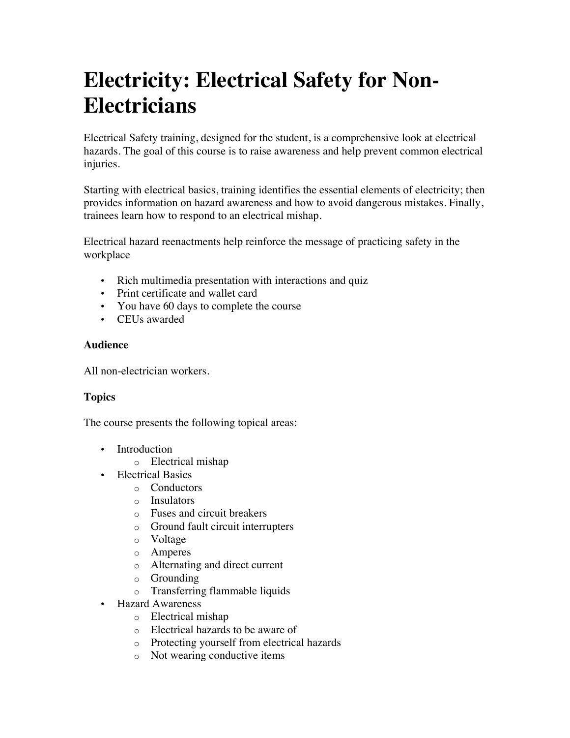# Electricity: Electrical Safety for Non-Electricians

Electrical Safety training, designed for the student, is a comprehensive look at electrical hazards. The goal of this course is to raise awareness and help prevent common electrical injuries.

Starting with electrical basics, training identifies the essential elements of electricity; then provides information on hazard awareness and how to avoid dangerous mistakes. Finally, trainees learn how to respond to an electrical mishap.

Electrical hazard reenactments help reinforce the message of practicing safety in the workplace

- Rich multimedia presentation with interactions and quiz
- Print certificate and wallet card
- You have 60 days to complete the course
- CEUs awarded

**Audience**

All non-electrician workers.

**Topics**

The course presents the following topical areas:

- Introduction
  - Electrical mishap
- Electrical Basics
  - Conductors
  - Insulators
  - Fuses and circuit breakers
  - Ground fault circuit interrupters
  - Voltage
  - Amperes
  - Alternating and direct current
  - Grounding
  - Transferring flammable liquids
- Hazard Awareness
  - Electrical mishap
  - Electrical hazards to be aware of
  - Protecting yourself from electrical hazards
  - Not wearing conductive items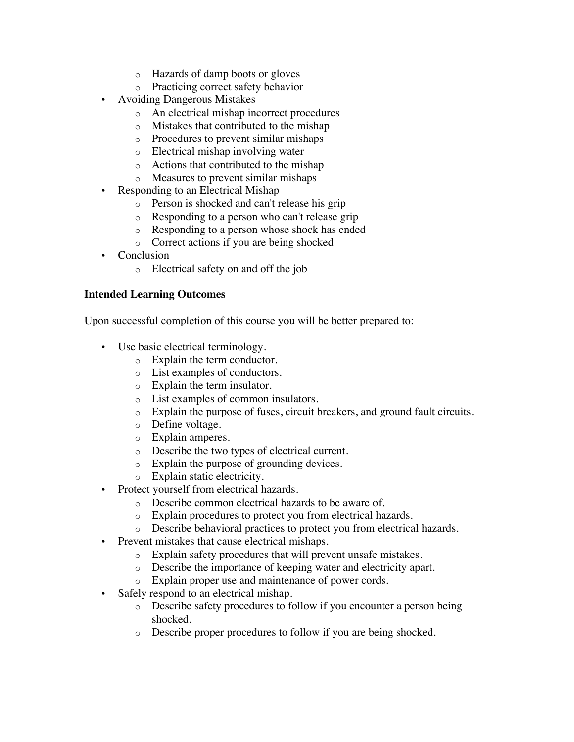- Hazards of damp boots or gloves
  - Practicing correct safety behavior
- Avoiding Dangerous Mistakes
  - An electrical mishap incorrect procedures
  - Mistakes that contributed to the mishap
  - Procedures to prevent similar mishaps
  - Electrical mishap involving water
  - Actions that contributed to the mishap
  - Measures to prevent similar mishaps
- Responding to an Electrical Mishap
  - Person is shocked and can't release his grip
  - Responding to a person who can't release grip
  - Responding to a person whose shock has ended
  - Correct actions if you are being shocked
- Conclusion
  - Electrical safety on and off the job

**Intended Learning Outcomes**

Upon successful completion of this course you will be better prepared to:

- Use basic electrical terminology.
  - Explain the term conductor.
  - List examples of conductors.
  - Explain the term insulator.
  - List examples of common insulators.
  - Explain the purpose of fuses, circuit breakers, and ground fault circuits.
  - Define voltage.
  - Explain amperes.
  - Describe the two types of electrical current.
  - Explain the purpose of grounding devices.
  - Explain static electricity.
- Protect yourself from electrical hazards.
  - Describe common electrical hazards to be aware of.
  - Explain procedures to protect you from electrical hazards.
  - Describe behavioral practices to protect you from electrical hazards.
- Prevent mistakes that cause electrical mishaps.
  - Explain safety procedures that will prevent unsafe mistakes.
  - Describe the importance of keeping water and electricity apart.
  - Explain proper use and maintenance of power cords.
- Safely respond to an electrical mishap.
  - Describe safety procedures to follow if you encounter a person being shocked.
  - Describe proper procedures to follow if you are being shocked.